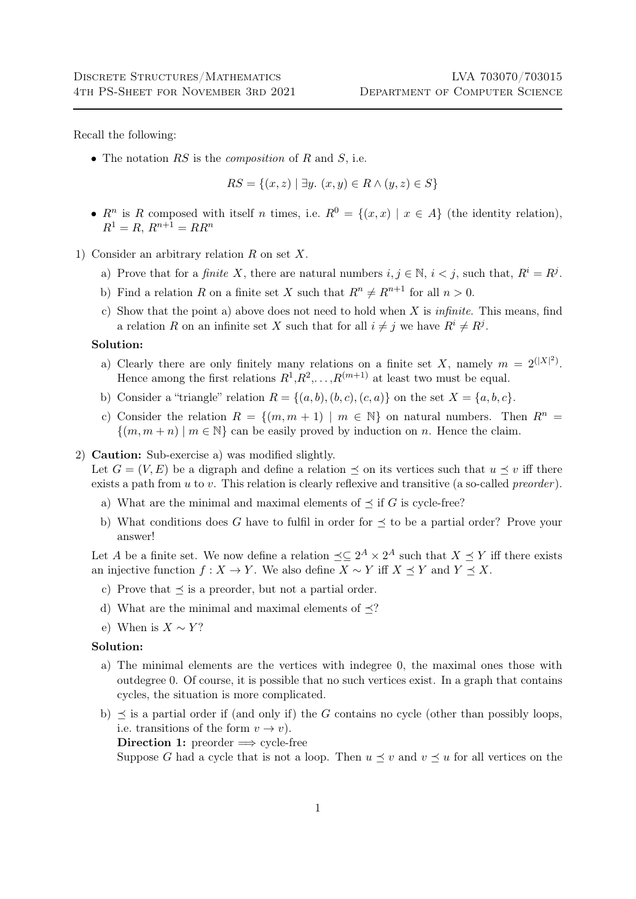Discrete Structures/Mathematics — LVA 703070/703015
4th PS-Sheet for November 3rd 2021 — Department of Computer Science

Recall the following:

- The notation $RS$ is the *composition* of $R$ and $S$, i.e.

$$RS = \{(x, z) \mid \exists y.\ (x, y) \in R \wedge (y, z) \in S\}$$

- $R^n$ is $R$ composed with itself $n$ times, i.e. $R^0 = \{(x, x) \mid x \in A\}$ (the identity relation), $R^1 = R$, $R^{n+1} = RR^n$

1) Consider an arbitrary relation $R$ on set $X$.
   a) Prove that for a *finite* $X$, there are natural numbers $i, j \in \mathbb{N}$, $i < j$, such that, $R^i = R^j$.
   b) Find a relation $R$ on a finite set $X$ such that $R^n \neq R^{n+1}$ for all $n > 0$.
   c) Show that the point a) above does not need to hold when $X$ is *infinite*. This means, find a relation $R$ on an infinite set $X$ such that for all $i \neq j$ we have $R^i \neq R^j$.

**Solution:**

   a) Clearly there are only finitely many relations on a finite set $X$, namely $m = 2^{(|X|^2)}$. Hence among the first relations $R^1$,$R^2$,...,$R^{(m+1)}$ at least two must be equal.
   b) Consider a "triangle" relation $R = \{(a, b), (b, c), (c, a)\}$ on the set $X = \{a, b, c\}$.
   c) Consider the relation $R = \{(m, m + 1) \mid m \in \mathbb{N}\}$ on natural numbers. Then $R^n = \{(m, m + n) \mid m \in \mathbb{N}\}$ can be easily proved by induction on $n$. Hence the claim.

2) **Caution:** Sub-exercise a) was modified slightly.
   Let $G = (V, E)$ be a digraph and define a relation $\preceq$ on its vertices such that $u \preceq v$ iff there exists a path from $u$ to $v$. This relation is clearly reflexive and transitive (a so-called *preorder*).
   a) What are the minimal and maximal elements of $\preceq$ if $G$ is cycle-free?
   b) What conditions does $G$ have to fulfil in order for $\preceq$ to be a partial order? Prove your answer!

   Let $A$ be a finite set. We now define a relation $\preceq \subseteq 2^A \times 2^A$ such that $X \preceq Y$ iff there exists an injective function $f : X \to Y$. We also define $X \sim Y$ iff $X \preceq Y$ and $Y \preceq X$.

   c) Prove that $\preceq$ is a preorder, but not a partial order.
   d) What are the minimal and maximal elements of $\preceq$?
   e) When is $X \sim Y$?

**Solution:**

   a) The minimal elements are the vertices with indegree 0, the maximal ones those with outdegree 0. Of course, it is possible that no such vertices exist. In a graph that contains cycles, the situation is more complicated.
   b) $\preceq$ is a partial order if (and only if) the $G$ contains no cycle (other than possibly loops, i.e. transitions of the form $v \to v$).
   **Direction 1:** preorder $\Longrightarrow$ cycle-free
   Suppose $G$ had a cycle that is not a loop. Then $u \preceq v$ and $v \preceq u$ for all vertices on the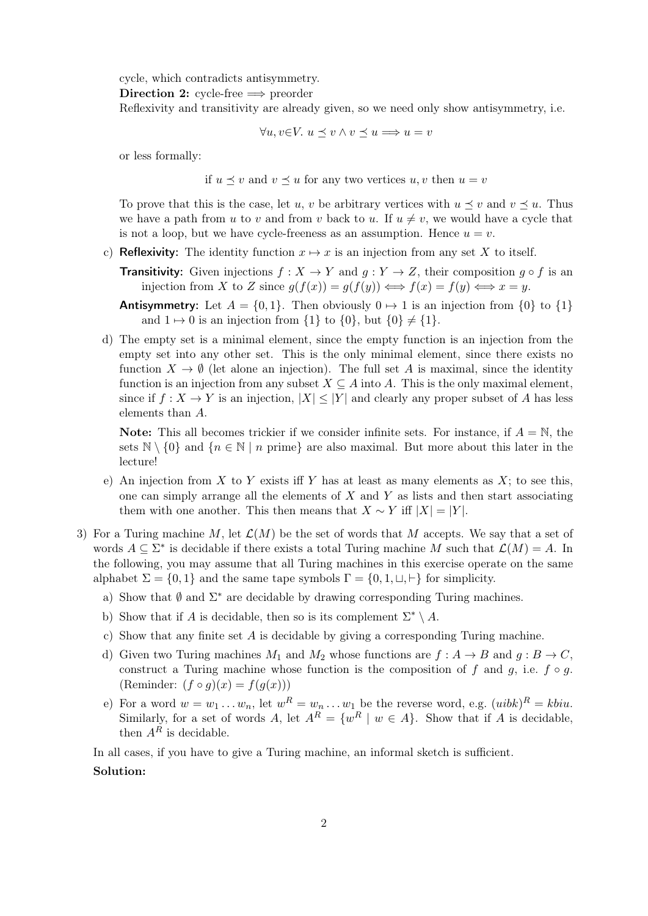cycle, which contradicts antisymmetry.

**Direction 2:** cycle-free $\implies$ preorder

Reflexivity and transitivity are already given, so we need only show antisymmetry, i.e.

$$\forall u, v \in V.\ u \preceq v \wedge v \preceq u \implies u = v$$

or less formally:

$$\text{if } u \preceq v \text{ and } v \preceq u \text{ for any two vertices } u, v \text{ then } u = v$$

To prove that this is the case, let $u$, $v$ be arbitrary vertices with $u \preceq v$ and $v \preceq u$. Thus we have a path from $u$ to $v$ and from $v$ back to $u$. If $u \neq v$, we would have a cycle that is not a loop, but we have cycle-freeness as an assumption. Hence $u = v$.

c) **Reflexivity:** The identity function $x \mapsto x$ is an injection from any set $X$ to itself.

   **Transitivity:** Given injections $f : X \to Y$ and $g : Y \to Z$, their composition $g \circ f$ is an injection from $X$ to $Z$ since $g(f(x)) = g(f(y)) \iff f(x) = f(y) \iff x = y$.

   **Antisymmetry:** Let $A = \{0, 1\}$. Then obviously $0 \mapsto 1$ is an injection from $\{0\}$ to $\{1\}$ and $1 \mapsto 0$ is an injection from $\{1\}$ to $\{0\}$, but $\{0\} \neq \{1\}$.

d) The empty set is a minimal element, since the empty function is an injection from the empty set into any other set. This is the only minimal element, since there exists no function $X \to \emptyset$ (let alone an injection). The full set $A$ is maximal, since the identity function is an injection from any subset $X \subseteq A$ into $A$. This is the only maximal element, since if $f : X \to Y$ is an injection, $|X| \leq |Y|$ and clearly any proper subset of $A$ has less elements than $A$.

   **Note:** This all becomes trickier if we consider infinite sets. For instance, if $A = \mathbb{N}$, the sets $\mathbb{N} \setminus \{0\}$ and $\{n \in \mathbb{N} \mid n \text{ prime}\}$ are also maximal. But more about this later in the lecture!

e) An injection from $X$ to $Y$ exists iff $Y$ has at least as many elements as $X$; to see this, one can simply arrange all the elements of $X$ and $Y$ as lists and then start associating them with one another. This then means that $X \sim Y$ iff $|X| = |Y|$.

3) For a Turing machine $M$, let $\mathcal{L}(M)$ be the set of words that $M$ accepts. We say that a set of words $A \subseteq \Sigma^*$ is decidable if there exists a total Turing machine $M$ such that $\mathcal{L}(M) = A$. In the following, you may assume that all Turing machines in this exercise operate on the same alphabet $\Sigma = \{0, 1\}$ and the same tape symbols $\Gamma = \{0, 1, \sqcup, \vdash\}$ for simplicity.

   a) Show that $\emptyset$ and $\Sigma^*$ are decidable by drawing corresponding Turing machines.

   b) Show that if $A$ is decidable, then so is its complement $\Sigma^* \setminus A$.

   c) Show that any finite set $A$ is decidable by giving a corresponding Turing machine.

   d) Given two Turing machines $M_1$ and $M_2$ whose functions are $f : A \to B$ and $g : B \to C$, construct a Turing machine whose function is the composition of $f$ and $g$, i.e. $f \circ g$. (Reminder: $(f \circ g)(x) = f(g(x))$)

   e) For a word $w = w_1 \dots w_n$, let $w^R = w_n \dots w_1$ be the reverse word, e.g. $(uibk)^R = kbiu$. Similarly, for a set of words $A$, let $A^R = \{w^R \mid w \in A\}$. Show that if $A$ is decidable, then $A^R$ is decidable.

   In all cases, if you have to give a Turing machine, an informal sketch is sufficient.

**Solution:**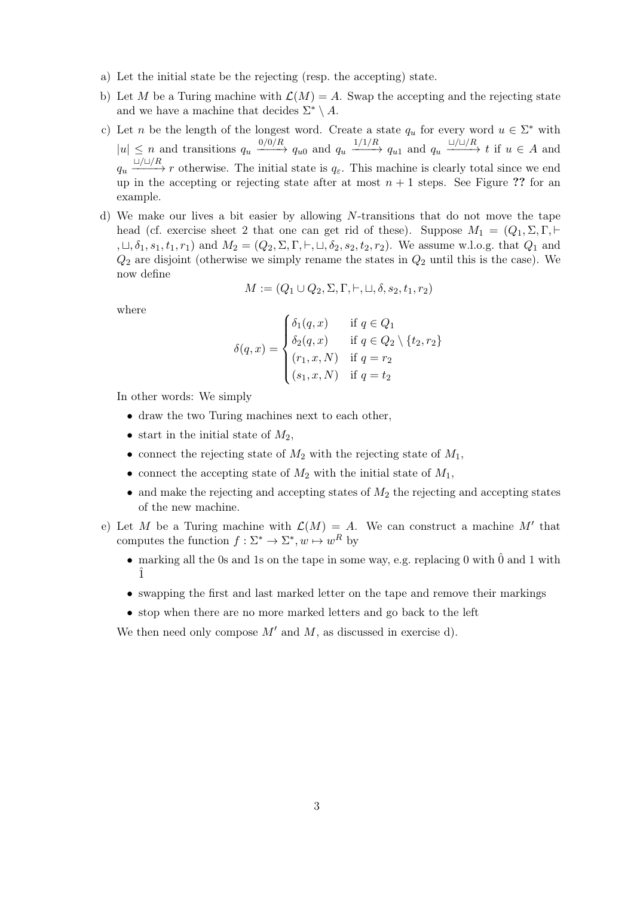a) Let the initial state be the rejecting (resp. the accepting) state.

b) Let $M$ be a Turing machine with $\mathcal{L}(M) = A$. Swap the accepting and the rejecting state and we have a machine that decides $\Sigma^* \setminus A$.

c) Let $n$ be the length of the longest word. Create a state $q_u$ for every word $u \in \Sigma^*$ with $|u| \leq n$ and transitions $q_u \xrightarrow{0/0/R} q_{u0}$ and $q_u \xrightarrow{1/1/R} q_{u1}$ and $q_u \xrightarrow{\sqcup/\sqcup/R} t$ if $u \in A$ and $q_u \xrightarrow{\sqcup/\sqcup/R} r$ otherwise. The initial state is $q_\varepsilon$. This machine is clearly total since we end up in the accepting or rejecting state after at most $n+1$ steps. See Figure **??** for an example.

d) We make our lives a bit easier by allowing $N$-transitions that do not move the tape head (cf. exercise sheet 2 that one can get rid of these). Suppose $M_1 = (Q_1, \Sigma, \Gamma, \vdash, \sqcup, \delta_1, s_1, t_1, r_1)$ and $M_2 = (Q_2, \Sigma, \Gamma, \vdash, \sqcup, \delta_2, s_2, t_2, r_2)$. We assume w.l.o.g. that $Q_1$ and $Q_2$ are disjoint (otherwise we simply rename the states in $Q_2$ until this is the case). We now define

$$M := (Q_1 \cup Q_2, \Sigma, \Gamma, \vdash, \sqcup, \delta, s_2, t_1, r_2)$$

where

$$\delta(q, x) = \begin{cases} \delta_1(q, x) & \text{if } q \in Q_1 \\ \delta_2(q, x) & \text{if } q \in Q_2 \setminus \{t_2, r_2\} \\ (r_1, x, N) & \text{if } q = r_2 \\ (s_1, x, N) & \text{if } q = t_2 \end{cases}$$

In other words: We simply

- draw the two Turing machines next to each other,
- start in the initial state of $M_2$,
- connect the rejecting state of $M_2$ with the rejecting state of $M_1$,
- connect the accepting state of $M_2$ with the initial state of $M_1$,
- and make the rejecting and accepting states of $M_2$ the rejecting and accepting states of the new machine.

e) Let $M$ be a Turing machine with $\mathcal{L}(M) = A$. We can construct a machine $M'$ that computes the function $f : \Sigma^* \to \Sigma^*, w \mapsto w^R$ by

- marking all the 0s and 1s on the tape in some way, e.g. replacing 0 with $\hat{0}$ and 1 with $\hat{1}$
- swapping the first and last marked letter on the tape and remove their markings
- stop when there are no more marked letters and go back to the left

We then need only compose $M'$ and $M$, as discussed in exercise d).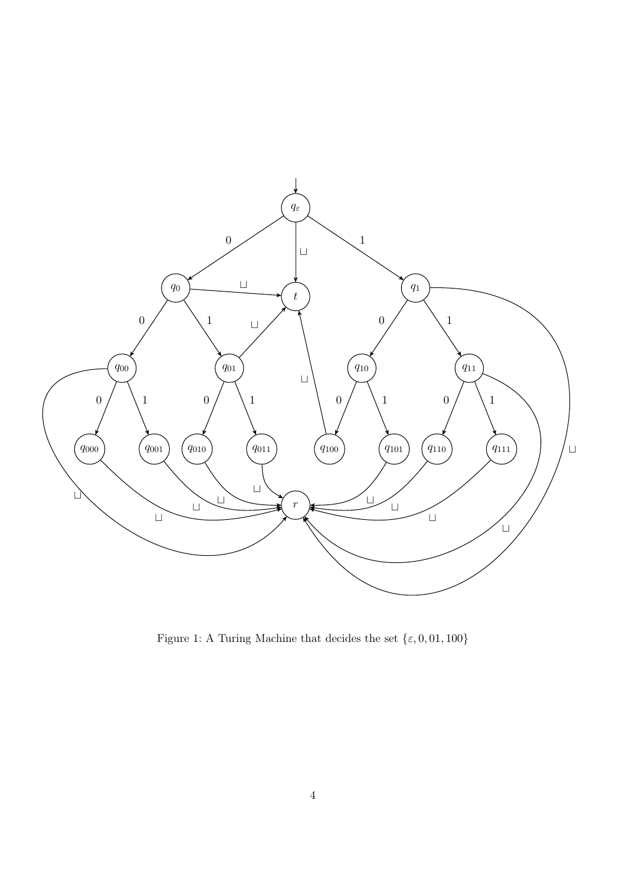Figure 1: A Turing Machine that decides the set $\{\varepsilon, 0, 01, 100\}$